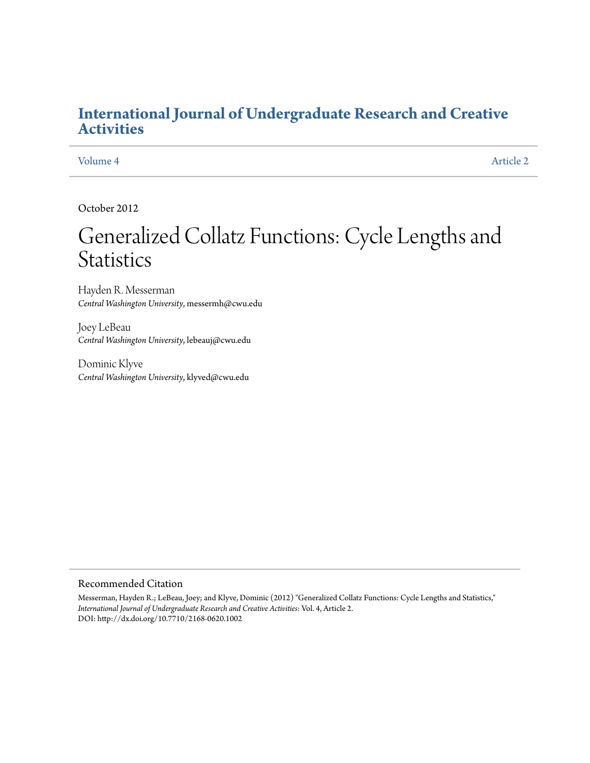# International Journal of Undergraduate Research and Creative Activities

Volume 4 | Article 2

October 2012

# Generalized Collatz Functions: Cycle Lengths and Statistics

Hayden R. Messerman
*Central Washington University*, messermh@cwu.edu

Joey LeBeau
*Central Washington University*, lebeauj@cwu.edu

Dominic Klyve
*Central Washington University*, klyved@cwu.edu

## Recommended Citation

Messerman, Hayden R.; LeBeau, Joey; and Klyve, Dominic (2012) "Generalized Collatz Functions: Cycle Lengths and Statistics," *International Journal of Undergraduate Research and Creative Activities*: Vol. 4, Article 2.
DOI: http://dx.doi.org/10.7710/2168-0620.1002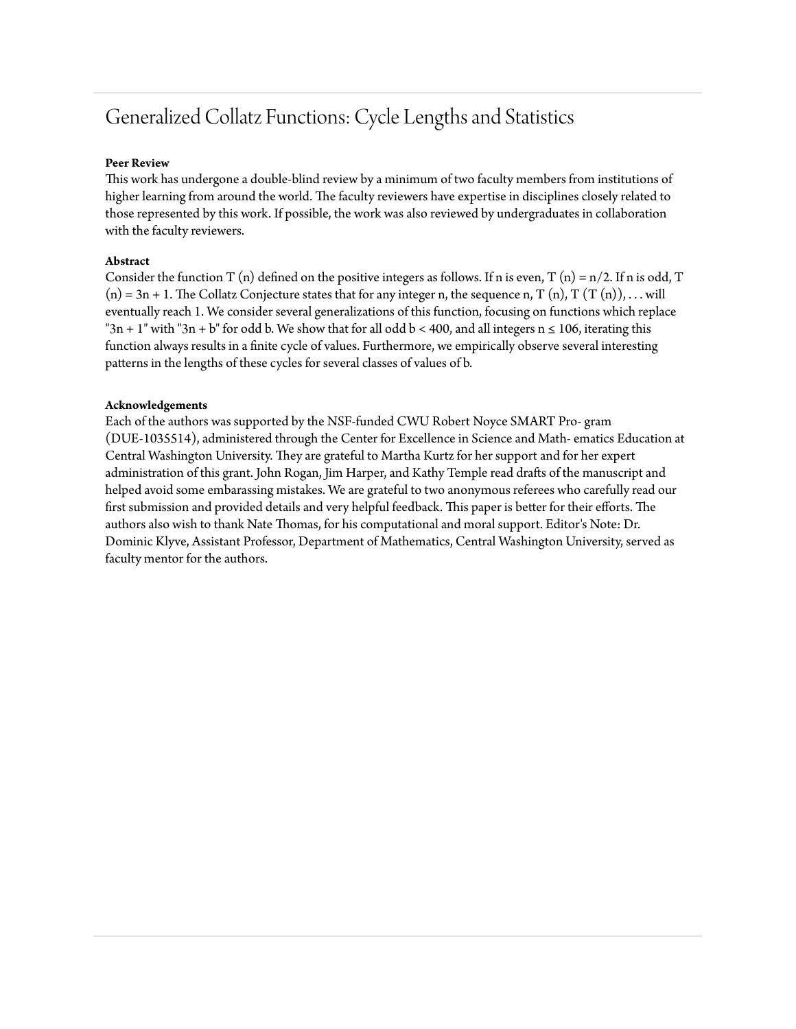# Generalized Collatz Functions: Cycle Lengths and Statistics

**Peer Review**

This work has undergone a double-blind review by a minimum of two faculty members from institutions of higher learning from around the world. The faculty reviewers have expertise in disciplines closely related to those represented by this work. If possible, the work was also reviewed by undergraduates in collaboration with the faculty reviewers.

**Abstract**

Consider the function $T(n)$ defined on the positive integers as follows. If n is even, $T(n) = n/2$. If n is odd, $T(n) = 3n + 1$. The Collatz Conjecture states that for any integer n, the sequence n, $T(n)$, $T(T(n))$, . . . will eventually reach 1. We consider several generalizations of this function, focusing on functions which replace "$3n + 1$" with "$3n + b$" for odd b. We show that for all odd $b < 400$, and all integers $n \leq 106$, iterating this function always results in a finite cycle of values. Furthermore, we empirically observe several interesting patterns in the lengths of these cycles for several classes of values of b.

**Acknowledgements**

Each of the authors was supported by the NSF-funded CWU Robert Noyce SMART Pro- gram (DUE-1035514), administered through the Center for Excellence in Science and Math- ematics Education at Central Washington University. They are grateful to Martha Kurtz for her support and for her expert administration of this grant. John Rogan, Jim Harper, and Kathy Temple read drafts of the manuscript and helped avoid some embarassing mistakes. We are grateful to two anonymous referees who carefully read our first submission and provided details and very helpful feedback. This paper is better for their efforts. The authors also wish to thank Nate Thomas, for his computational and moral support. Editor's Note: Dr. Dominic Klyve, Assistant Professor, Department of Mathematics, Central Washington University, served as faculty mentor for the authors.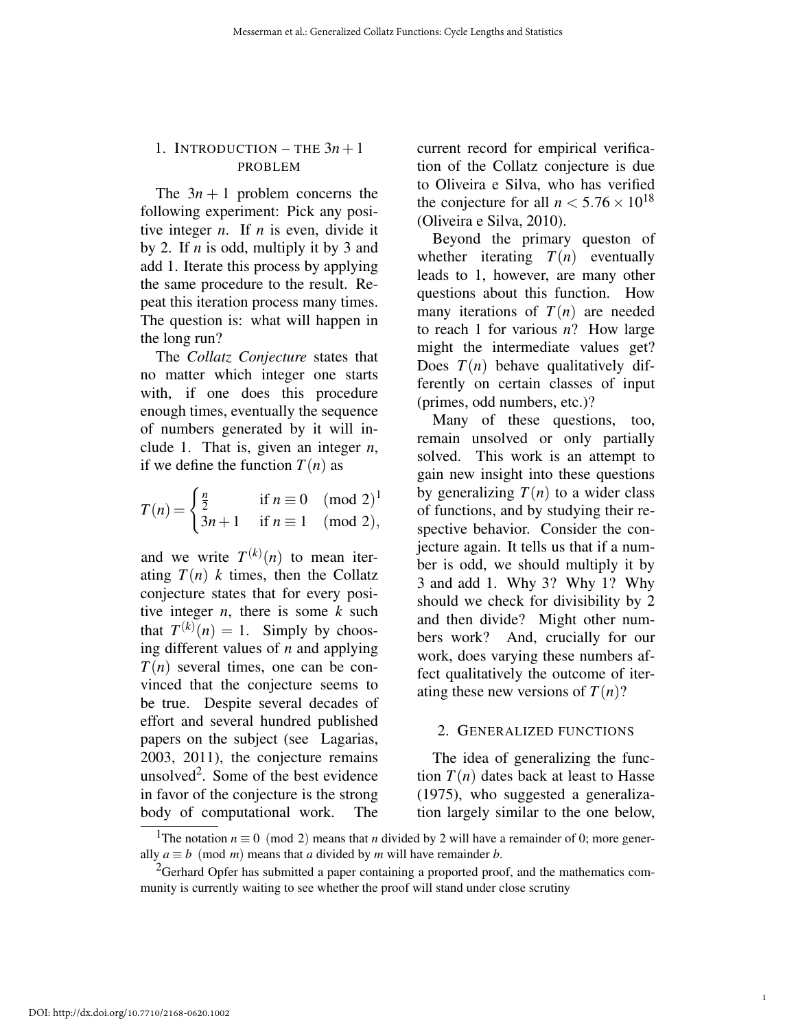## 1. INTRODUCTION – THE $3n+1$ PROBLEM

The $3n+1$ problem concerns the following experiment: Pick any positive integer $n$. If $n$ is even, divide it by 2. If $n$ is odd, multiply it by 3 and add 1. Iterate this process by applying the same procedure to the result. Repeat this iteration process many times. The question is: what will happen in the long run?

The *Collatz Conjecture* states that no matter which integer one starts with, if one does this procedure enough times, eventually the sequence of numbers generated by it will include 1. That is, given an integer $n$, if we define the function $T(n)$ as

$$T(n) = \begin{cases} \frac{n}{2} & \text{if } n \equiv 0 \pmod{2}^{1} \\ 3n+1 & \text{if } n \equiv 1 \pmod{2}, \end{cases}$$

and we write $T^{(k)}(n)$ to mean iterating $T(n)$ $k$ times, then the Collatz conjecture states that for every positive integer $n$, there is some $k$ such that $T^{(k)}(n) = 1$. Simply by choosing different values of $n$ and applying $T(n)$ several times, one can be convinced that the conjecture seems to be true. Despite several decades of effort and several hundred published papers on the subject (see Lagarias, 2003, 2011), the conjecture remains unsolved[2]. Some of the best evidence in favor of the conjecture is the strong body of computational work. The current record for empirical verification of the Collatz conjecture is due to Oliveira e Silva, who has verified the conjecture for all $n < 5.76 \times 10^{18}$ (Oliveira e Silva, 2010).

Beyond the primary queston of whether iterating $T(n)$ eventually leads to 1, however, are many other questions about this function. How many iterations of $T(n)$ are needed to reach 1 for various $n$? How large might the intermediate values get? Does $T(n)$ behave qualitatively differently on certain classes of input (primes, odd numbers, etc.)?

Many of these questions, too, remain unsolved or only partially solved. This work is an attempt to gain new insight into these questions by generalizing $T(n)$ to a wider class of functions, and by studying their respective behavior. Consider the conjecture again. It tells us that if a number is odd, we should multiply it by 3 and add 1. Why 3? Why 1? Why should we check for divisibility by 2 and then divide? Might other numbers work? And, crucially for our work, does varying these numbers affect qualitatively the outcome of iterating these new versions of $T(n)$?

## 2. GENERALIZED FUNCTIONS

The idea of generalizing the function $T(n)$ dates back at least to Hasse (1975), who suggested a generalization largely similar to the one below,

---

[1]The notation $n \equiv 0 \pmod{2}$ means that $n$ divided by 2 will have a remainder of 0; more generally $a \equiv b \pmod{m}$ means that $a$ divided by $m$ will have remainder $b$.

[2]Gerhard Opfer has submitted a paper containing a proported proof, and the mathematics community is currently waiting to see whether the proof will stand under close scrutiny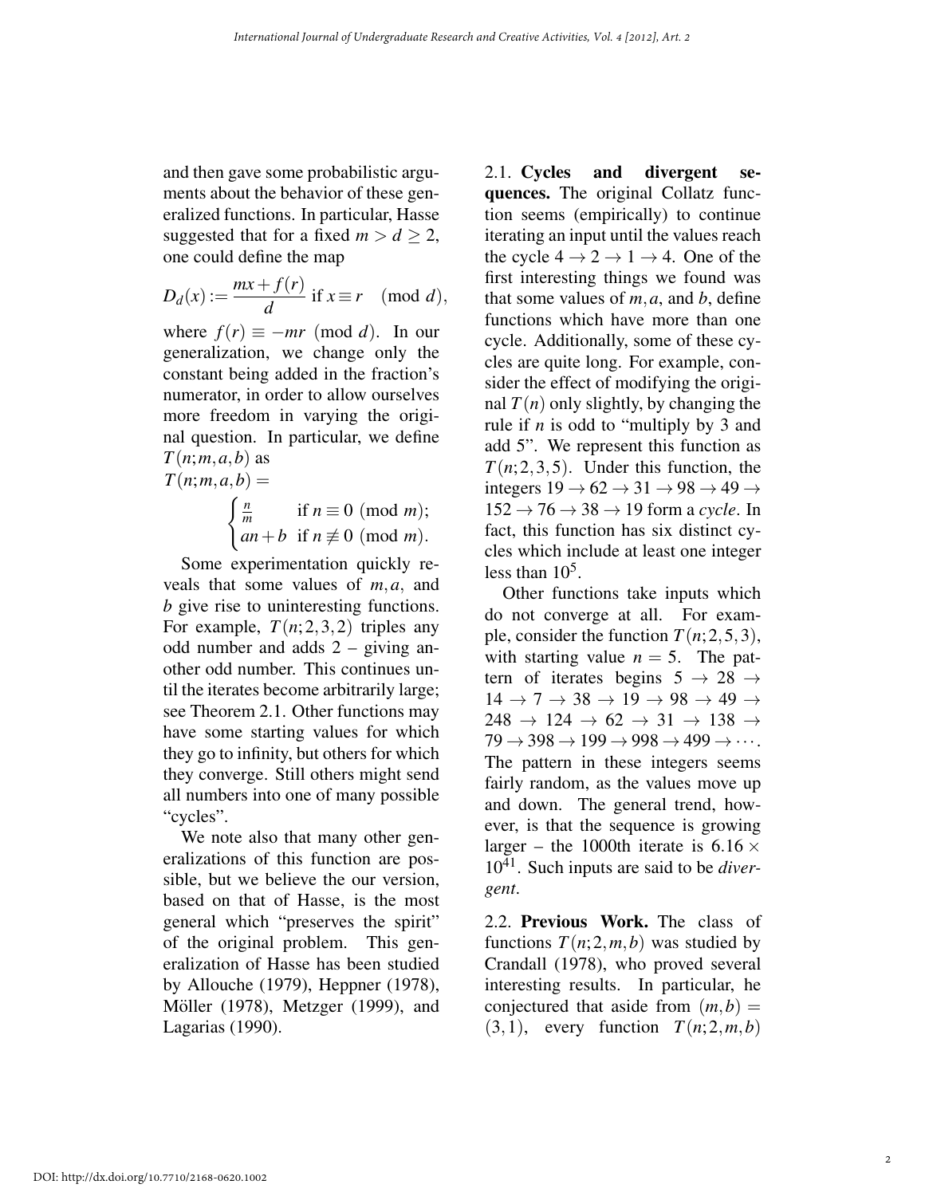and then gave some probabilistic arguments about the behavior of these generalized functions. In particular, Hasse suggested that for a fixed $m > d \geq 2$, one could define the map

$$D_d(x) := \frac{mx + f(r)}{d} \text{ if } x \equiv r \pmod{d},$$

where $f(r) \equiv -mr \pmod{d}$. In our generalization, we change only the constant being added in the fraction's numerator, in order to allow ourselves more freedom in varying the original question. In particular, we define $T(n;m,a,b)$ as

$$T(n;m,a,b) = \begin{cases} \frac{n}{m} & \text{if } n \equiv 0 \pmod{m}; \\ an+b & \text{if } n \not\equiv 0 \pmod{m}. \end{cases}$$

Some experimentation quickly reveals that some values of $m, a,$ and $b$ give rise to uninteresting functions. For example, $T(n;2,3,2)$ triples any odd number and adds 2 – giving another odd number. This continues until the iterates become arbitrarily large; see Theorem 2.1. Other functions may have some starting values for which they go to infinity, but others for which they converge. Still others might send all numbers into one of many possible "cycles".

We note also that many other generalizations of this function are possible, but we believe the our version, based on that of Hasse, is the most general which "preserves the spirit" of the original problem. This generalization of Hasse has been studied by Allouche (1979), Heppner (1978), Möller (1978), Metzger (1999), and Lagarias (1990).

2.1. **Cycles and divergent sequences.** The original Collatz function seems (empirically) to continue iterating an input until the values reach the cycle $4 \to 2 \to 1 \to 4$. One of the first interesting things we found was that some values of $m, a,$ and $b$, define functions which have more than one cycle. Additionally, some of these cycles are quite long. For example, consider the effect of modifying the original $T(n)$ only slightly, by changing the rule if $n$ is odd to "multiply by 3 and add 5". We represent this function as $T(n;2,3,5)$. Under this function, the integers $19 \to 62 \to 31 \to 98 \to 49 \to 152 \to 76 \to 38 \to 19$ form a *cycle*. In fact, this function has six distinct cycles which include at least one integer less than $10^5$.

Other functions take inputs which do not converge at all. For example, consider the function $T(n;2,5,3)$, with starting value $n = 5$. The pattern of iterates begins $5 \to 28 \to 14 \to 7 \to 38 \to 19 \to 98 \to 49 \to 248 \to 124 \to 62 \to 31 \to 138 \to 79 \to 398 \to 199 \to 998 \to 499 \to \cdots$. The pattern in these integers seems fairly random, as the values move up and down. The general trend, however, is that the sequence is growing larger – the 1000th iterate is $6.16 \times 10^{41}$. Such inputs are said to be *divergent*.

2.2. **Previous Work.** The class of functions $T(n;2,m,b)$ was studied by Crandall (1978), who proved several interesting results. In particular, he conjectured that aside from $(m,b) = (3,1)$, every function $T(n;2,m,b)$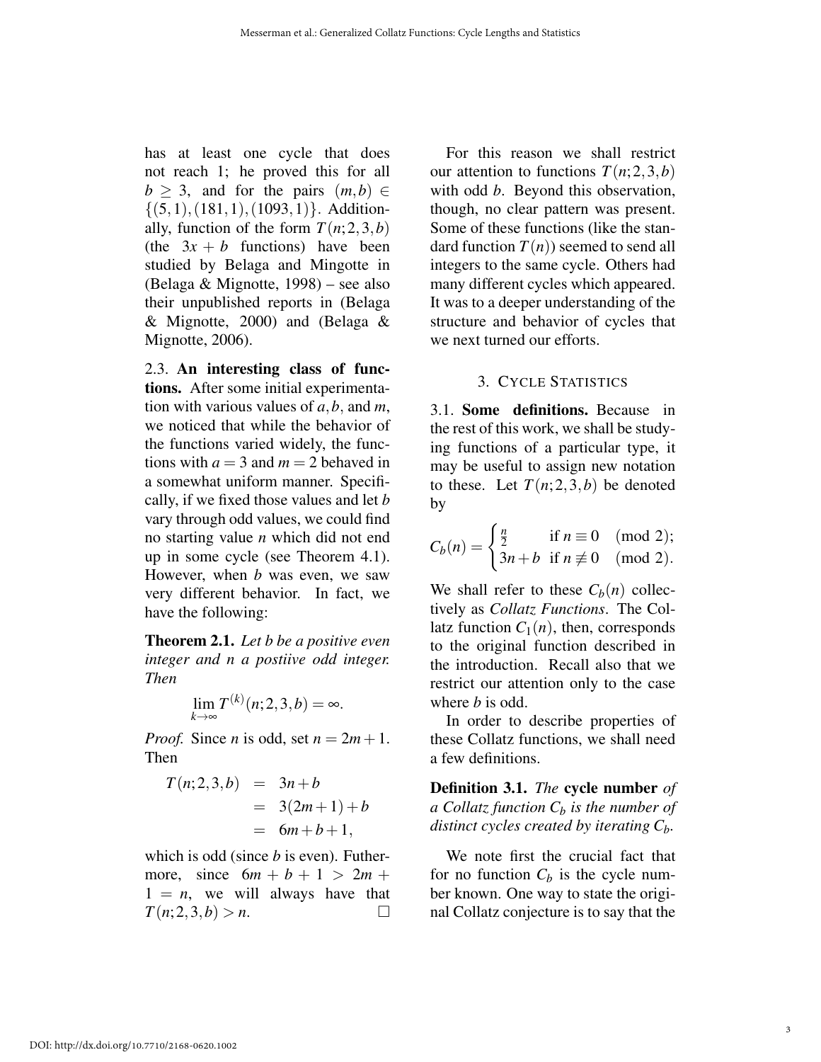has at least one cycle that does not reach 1; he proved this for all $b \geq 3$, and for the pairs $(m,b) \in \{(5,1),(181,1),(1093,1)\}$. Additionally, function of the form $T(n;2,3,b)$ (the $3x+b$ functions) have been studied by Belaga and Mingotte in (Belaga & Mignotte, 1998) – see also their unpublished reports in (Belaga & Mignotte, 2000) and (Belaga & Mignotte, 2006).

2.3. **An interesting class of functions.** After some initial experimentation with various values of $a, b$, and $m$, we noticed that while the behavior of the functions varied widely, the functions with $a = 3$ and $m = 2$ behaved in a somewhat uniform manner. Specifically, if we fixed those values and let $b$ vary through odd values, we could find no starting value $n$ which did not end up in some cycle (see Theorem 4.1). However, when $b$ was even, we saw very different behavior. In fact, we have the following:

**Theorem 2.1.** *Let $b$ be a positive even integer and $n$ a postiive odd integer. Then*

$$\lim_{k\to\infty} T^{(k)}(n;2,3,b) = \infty.$$

*Proof.* Since $n$ is odd, set $n = 2m+1$. Then

$$\begin{aligned} T(n;2,3,b) &= 3n+b \\ &= 3(2m+1)+b \\ &= 6m+b+1, \end{aligned}$$

which is odd (since $b$ is even). Futhermore, since $6m+b+1 > 2m+1 = n$, we will always have that $T(n;2,3,b) > n$. $\square$

For this reason we shall restrict our attention to functions $T(n;2,3,b)$ with odd $b$. Beyond this observation, though, no clear pattern was present. Some of these functions (like the standard function $T(n)$) seemed to send all integers to the same cycle. Others had many different cycles which appeared. It was to a deeper understanding of the structure and behavior of cycles that we next turned our efforts.

## 3. Cycle Statistics

3.1. **Some definitions.** Because in the rest of this work, we shall be studying functions of a particular type, it may be useful to assign new notation to these. Let $T(n;2,3,b)$ be denoted by

$$C_b(n) = \begin{cases} \frac{n}{2} & \text{if } n \equiv 0 \pmod 2; \\ 3n+b & \text{if } n \not\equiv 0 \pmod 2. \end{cases}$$

We shall refer to these $C_b(n)$ collectively as *Collatz Functions*. The Collatz function $C_1(n)$, then, corresponds to the original function described in the introduction. Recall also that we restrict our attention only to the case where $b$ is odd.

In order to describe properties of these Collatz functions, we shall need a few definitions.

**Definition 3.1.** *The* **cycle number** *of a Collatz function $C_b$ is the number of distinct cycles created by iterating $C_b$.*

We note first the crucial fact that for no function $C_b$ is the cycle number known. One way to state the original Collatz conjecture is to say that the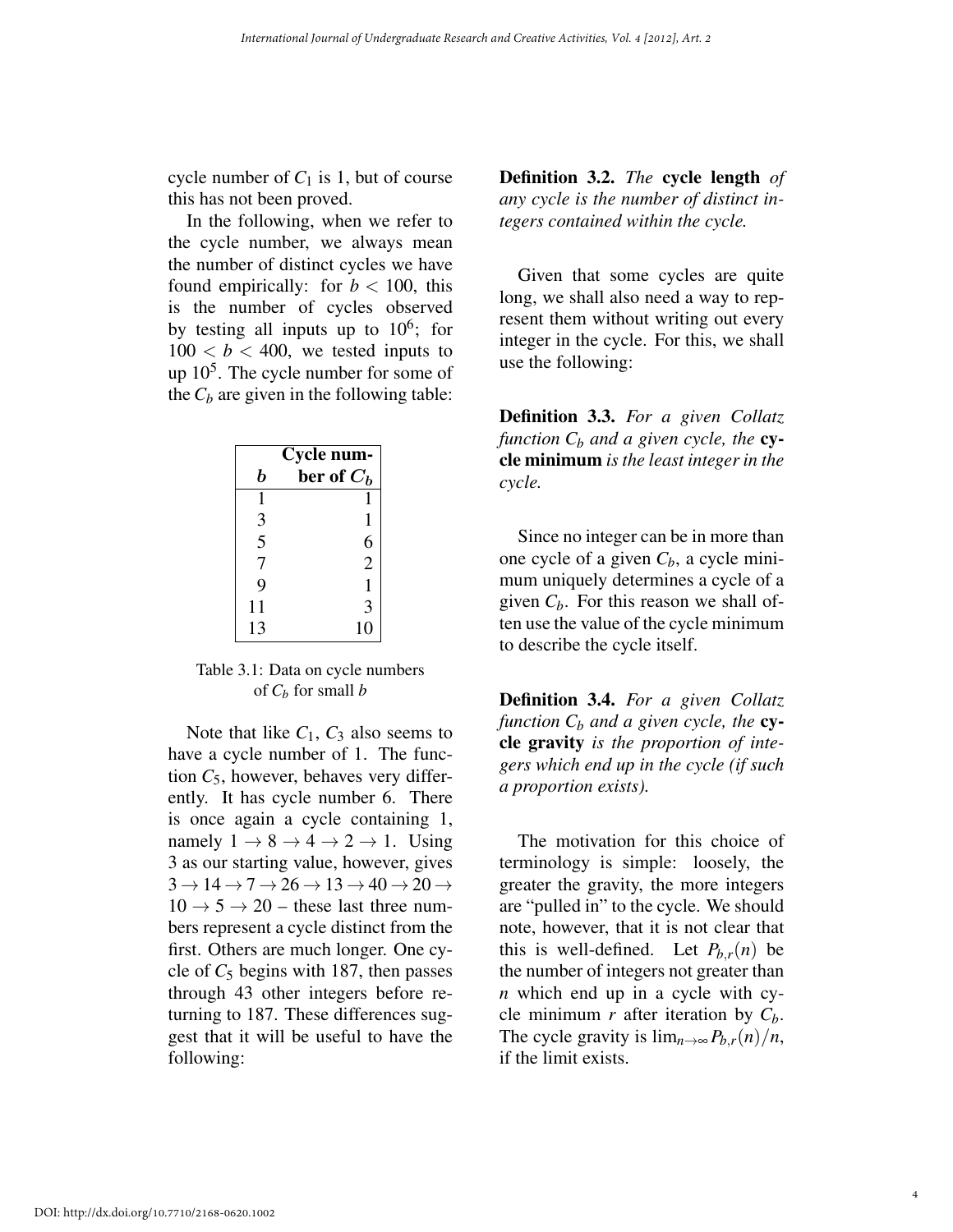cycle number of $C_1$ is 1, but of course this has not been proved.

In the following, when we refer to the cycle number, we always mean the number of distinct cycles we have found empirically: for $b < 100$, this is the number of cycles observed by testing all inputs up to $10^6$; for $100 < b < 400$, we tested inputs to up $10^5$. The cycle number for some of the $C_b$ are given in the following table:

| $b$ | Cycle number of $C_b$ |
|---|---|
| 1 | 1 |
| 3 | 1 |
| 5 | 6 |
| 7 | 2 |
| 9 | 1 |
| 11 | 3 |
| 13 | 10 |

Table 3.1: Data on cycle numbers of $C_b$ for small $b$

Note that like $C_1$, $C_3$ also seems to have a cycle number of 1. The function $C_5$, however, behaves very differently. It has cycle number 6. There is once again a cycle containing 1, namely $1 \to 8 \to 4 \to 2 \to 1$. Using 3 as our starting value, however, gives $3 \to 14 \to 7 \to 26 \to 13 \to 40 \to 20 \to 10 \to 5 \to 20$ – these last three numbers represent a cycle distinct from the first. Others are much longer. One cycle of $C_5$ begins with 187, then passes through 43 other integers before returning to 187. These differences suggest that it will be useful to have the following:

**Definition 3.2.** *The* **cycle length** *of any cycle is the number of distinct integers contained within the cycle.*

Given that some cycles are quite long, we shall also need a way to represent them without writing out every integer in the cycle. For this, we shall use the following:

**Definition 3.3.** *For a given Collatz function $C_b$ and a given cycle, the* **cycle minimum** *is the least integer in the cycle.*

Since no integer can be in more than one cycle of a given $C_b$, a cycle minimum uniquely determines a cycle of a given $C_b$. For this reason we shall often use the value of the cycle minimum to describe the cycle itself.

**Definition 3.4.** *For a given Collatz function $C_b$ and a given cycle, the* **cycle gravity** *is the proportion of integers which end up in the cycle (if such a proportion exists).*

The motivation for this choice of terminology is simple: loosely, the greater the gravity, the more integers are "pulled in" to the cycle. We should note, however, that it is not clear that this is well-defined. Let $P_{b,r}(n)$ be the number of integers not greater than $n$ which end up in a cycle with cycle minimum $r$ after iteration by $C_b$. The cycle gravity is $\lim_{n\to\infty} P_{b,r}(n)/n$, if the limit exists.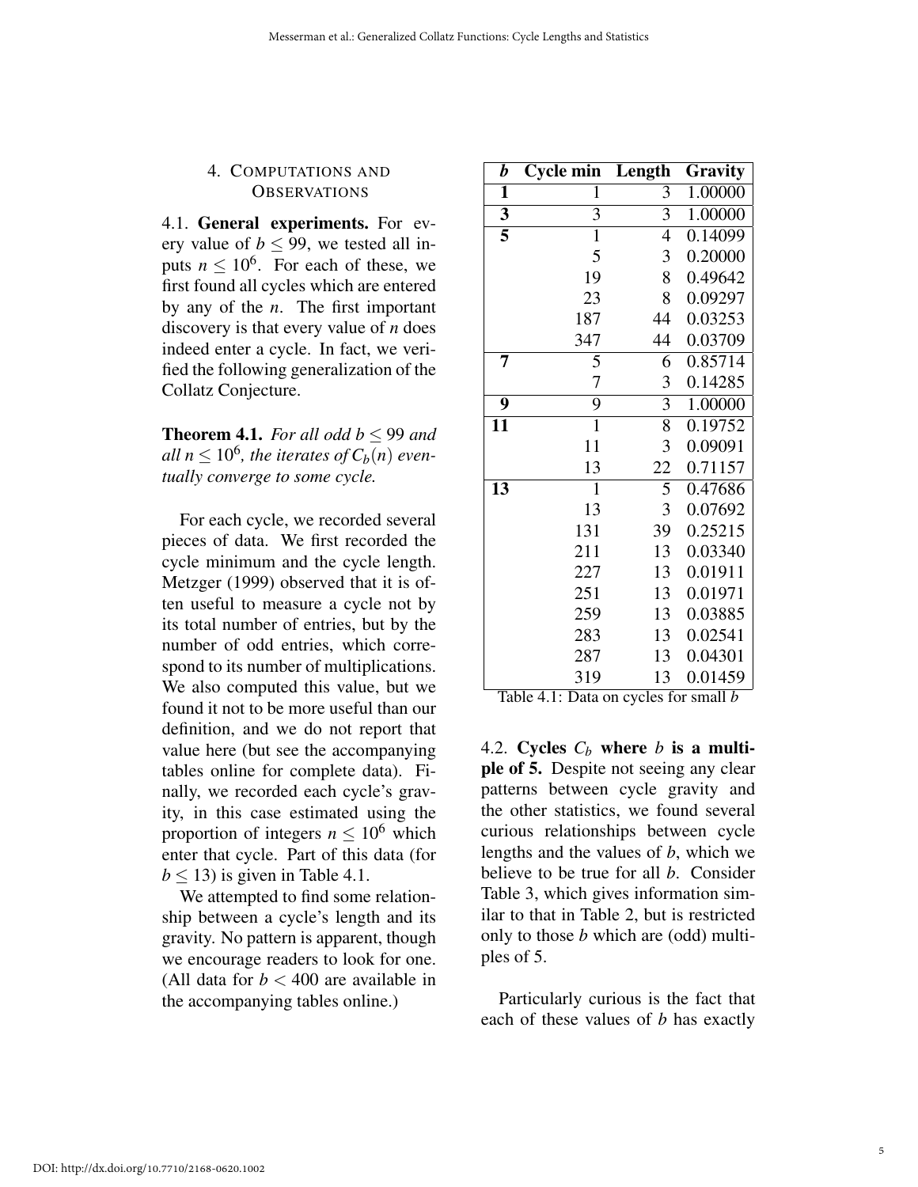## 4. Computations and Observations

4.1. **General experiments.** For every value of $b \leq 99$, we tested all inputs $n \leq 10^6$. For each of these, we first found all cycles which are entered by any of the $n$. The first important discovery is that every value of $n$ does indeed enter a cycle. In fact, we verified the following generalization of the Collatz Conjecture.

**Theorem 4.1.** *For all odd $b \leq 99$ and all $n \leq 10^6$, the iterates of $C_b(n)$ eventually converge to some cycle.*

For each cycle, we recorded several pieces of data. We first recorded the cycle minimum and the cycle length. Metzger (1999) observed that it is often useful to measure a cycle not by its total number of entries, but by the number of odd entries, which correspond to its number of multiplications. We also computed this value, but we found it not to be more useful than our definition, and we do not report that value here (but see the accompanying tables online for complete data). Finally, we recorded each cycle's gravity, in this case estimated using the proportion of integers $n \leq 10^6$ which enter that cycle. Part of this data (for $b \leq 13$) is given in Table 4.1.

We attempted to find some relationship between a cycle's length and its gravity. No pattern is apparent, though we encourage readers to look for one. (All data for $b < 400$ are available in the accompanying tables online.)

| $b$ | Cycle min | Length | Gravity |
|---|---|---|---|
| **1** | 1 | 3 | 1.00000 |
| **3** | 3 | 3 | 1.00000 |
| **5** | 1 | 4 | 0.14099 |
| | 5 | 3 | 0.20000 |
| | 19 | 8 | 0.49642 |
| | 23 | 8 | 0.09297 |
| | 187 | 44 | 0.03253 |
| | 347 | 44 | 0.03709 |
| **7** | 5 | 6 | 0.85714 |
| | 7 | 3 | 0.14285 |
| **9** | 9 | 3 | 1.00000 |
| **11** | 1 | 8 | 0.19752 |
| | 11 | 3 | 0.09091 |
| | 13 | 22 | 0.71157 |
| **13** | 1 | 5 | 0.47686 |
| | 13 | 3 | 0.07692 |
| | 131 | 39 | 0.25215 |
| | 211 | 13 | 0.03340 |
| | 227 | 13 | 0.01911 |
| | 251 | 13 | 0.01971 |
| | 259 | 13 | 0.03885 |
| | 283 | 13 | 0.02541 |
| | 287 | 13 | 0.04301 |
| | 319 | 13 | 0.01459 |

Table 4.1: Data on cycles for small $b$

4.2. **Cycles $C_b$ where $b$ is a multiple of 5.** Despite not seeing any clear patterns between cycle gravity and the other statistics, we found several curious relationships between cycle lengths and the values of $b$, which we believe to be true for all $b$. Consider Table 3, which gives information similar to that in Table 2, but is restricted only to those $b$ which are (odd) multiples of 5.

Particularly curious is the fact that each of these values of $b$ has exactly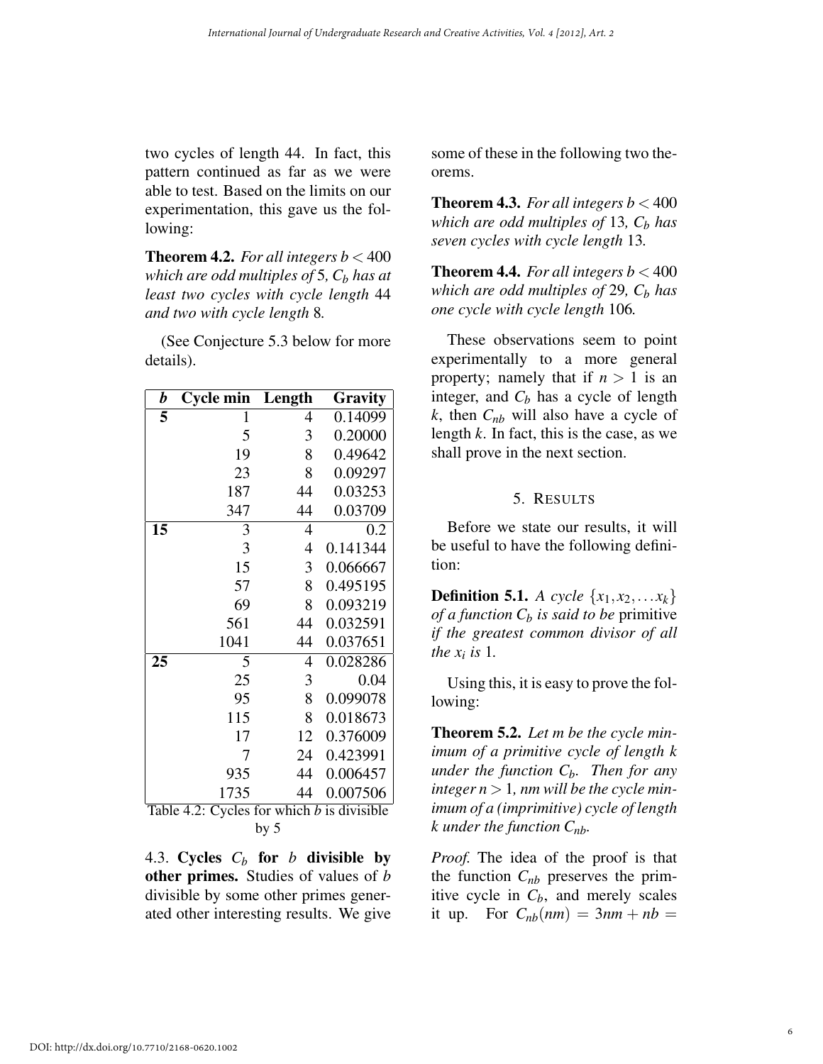two cycles of length 44. In fact, this pattern continued as far as we were able to test. Based on the limits on our experimentation, this gave us the following:

**Theorem 4.2.** *For all integers $b < 400$ which are odd multiples of 5, $C_b$ has at least two cycles with cycle length 44 and two with cycle length 8.*

(See Conjecture 5.3 below for more details).

| $b$ | Cycle min | Length | Gravity |
|---|---|---|---|
| **5** | 1 | 4 | 0.14099 |
| | 5 | 3 | 0.20000 |
| | 19 | 8 | 0.49642 |
| | 23 | 8 | 0.09297 |
| | 187 | 44 | 0.03253 |
| | 347 | 44 | 0.03709 |
| **15** | 3 | 4 | 0.2 |
| | 3 | 4 | 0.141344 |
| | 15 | 3 | 0.066667 |
| | 57 | 8 | 0.495195 |
| | 69 | 8 | 0.093219 |
| | 561 | 44 | 0.032591 |
| | 1041 | 44 | 0.037651 |
| **25** | 5 | 4 | 0.028286 |
| | 25 | 3 | 0.04 |
| | 95 | 8 | 0.099078 |
| | 115 | 8 | 0.018673 |
| | 17 | 12 | 0.376009 |
| | 7 | 24 | 0.423991 |
| | 935 | 44 | 0.006457 |
| | 1735 | 44 | 0.007506 |

Table 4.2: Cycles for which $b$ is divisible by 5

4.3. **Cycles $C_b$ for $b$ divisible by other primes.** Studies of values of $b$ divisible by some other primes generated other interesting results. We give some of these in the following two theorems.

**Theorem 4.3.** *For all integers $b < 400$ which are odd multiples of 13, $C_b$ has seven cycles with cycle length 13.*

**Theorem 4.4.** *For all integers $b < 400$ which are odd multiples of 29, $C_b$ has one cycle with cycle length 106.*

These observations seem to point experimentally to a more general property; namely that if $n > 1$ is an integer, and $C_b$ has a cycle of length $k$, then $C_{nb}$ will also have a cycle of length $k$. In fact, this is the case, as we shall prove in the next section.

## 5. Results

Before we state our results, it will be useful to have the following definition:

**Definition 5.1.** *A cycle $\{x_1, x_2, \ldots x_k\}$ of a function $C_b$ is said to be* primitive *if the greatest common divisor of all the $x_i$ is 1.*

Using this, it is easy to prove the following:

**Theorem 5.2.** *Let $m$ be the cycle minimum of a primitive cycle of length $k$ under the function $C_b$. Then for any integer $n > 1$, $nm$ will be the cycle minimum of a (imprimitive) cycle of length $k$ under the function $C_{nb}$.*

*Proof.* The idea of the proof is that the function $C_{nb}$ preserves the primitive cycle in $C_b$, and merely scales it up. For $C_{nb}(nm) = 3nm + nb =$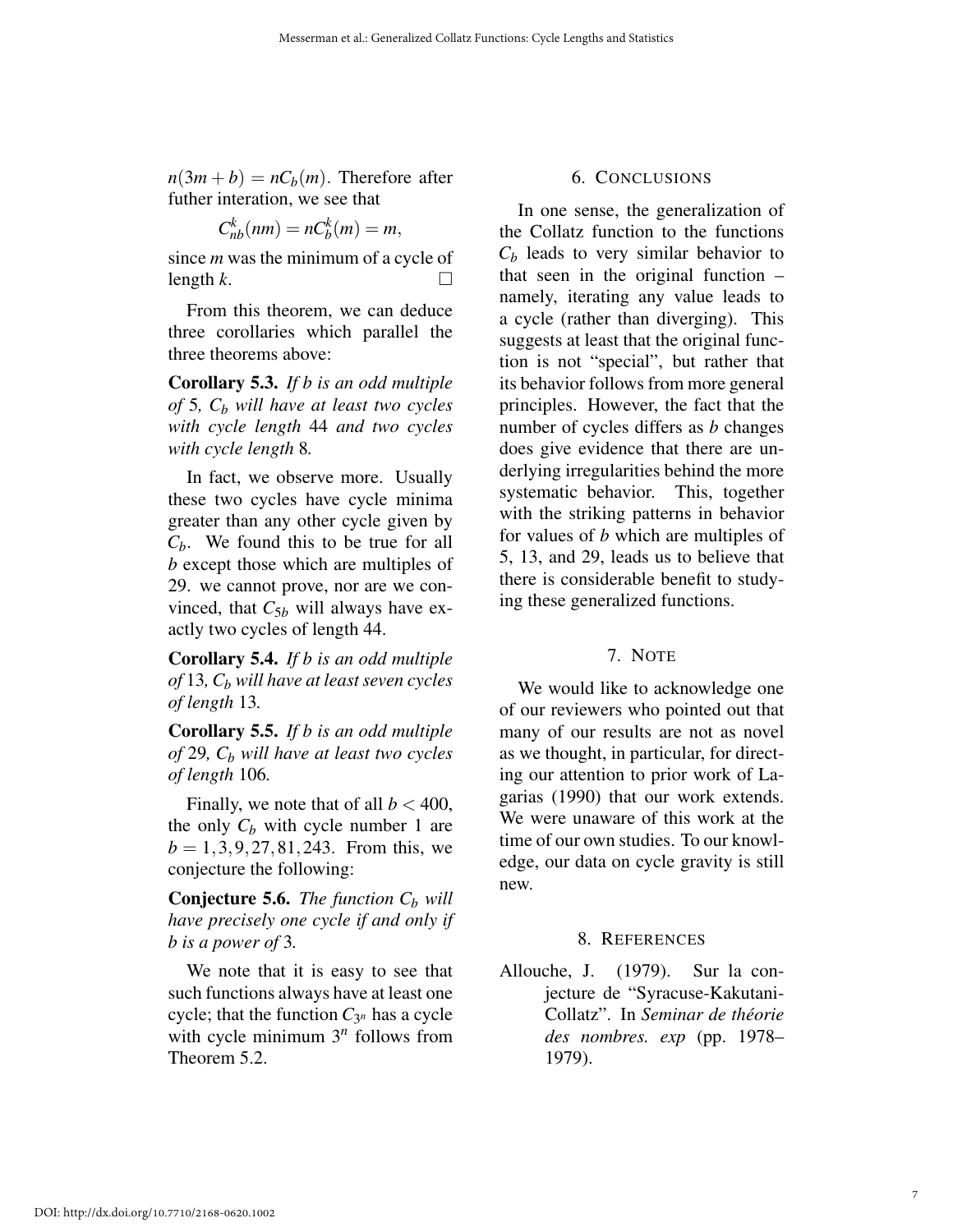$n(3m+b) = nC_b(m)$. Therefore after futher interation, we see that

$$C^k_{nb}(nm) = nC^k_b(m) = m,$$

since $m$ was the minimum of a cycle of length $k$. □

From this theorem, we can deduce three corollaries which parallel the three theorems above:

**Corollary 5.3.** *If $b$ is an odd multiple of 5, $C_b$ will have at least two cycles with cycle length 44 and two cycles with cycle length 8.*

In fact, we observe more. Usually these two cycles have cycle minima greater than any other cycle given by $C_b$. We found this to be true for all $b$ except those which are multiples of 29. we cannot prove, nor are we convinced, that $C_{5b}$ will always have exactly two cycles of length 44.

**Corollary 5.4.** *If $b$ is an odd multiple of 13, $C_b$ will have at least seven cycles of length 13.*

**Corollary 5.5.** *If $b$ is an odd multiple of 29, $C_b$ will have at least two cycles of length 106.*

Finally, we note that of all $b < 400$, the only $C_b$ with cycle number 1 are $b = 1, 3, 9, 27, 81, 243$. From this, we conjecture the following:

**Conjecture 5.6.** *The function $C_b$ will have precisely one cycle if and only if $b$ is a power of 3.*

We note that it is easy to see that such functions always have at least one cycle; that the function $C_{3^n}$ has a cycle with cycle minimum $3^n$ follows from Theorem 5.2.

## 6. Conclusions

In one sense, the generalization of the Collatz function to the functions $C_b$ leads to very similar behavior to that seen in the original function – namely, iterating any value leads to a cycle (rather than diverging). This suggests at least that the original function is not "special", but rather that its behavior follows from more general principles. However, the fact that the number of cycles differs as $b$ changes does give evidence that there are underlying irregularities behind the more systematic behavior. This, together with the striking patterns in behavior for values of $b$ which are multiples of 5, 13, and 29, leads us to believe that there is considerable benefit to studying these generalized functions.

## 7. Note

We would like to acknowledge one of our reviewers who pointed out that many of our results are not as novel as we thought, in particular, for directing our attention to prior work of Lagarias (1990) that our work extends. We were unaware of this work at the time of our own studies. To our knowledge, our data on cycle gravity is still new.

## 8. References

Allouche, J. (1979). Sur la conjecture de "Syracuse-Kakutani-Collatz". In *Seminar de théorie des nombres. exp* (pp. 1978–1979).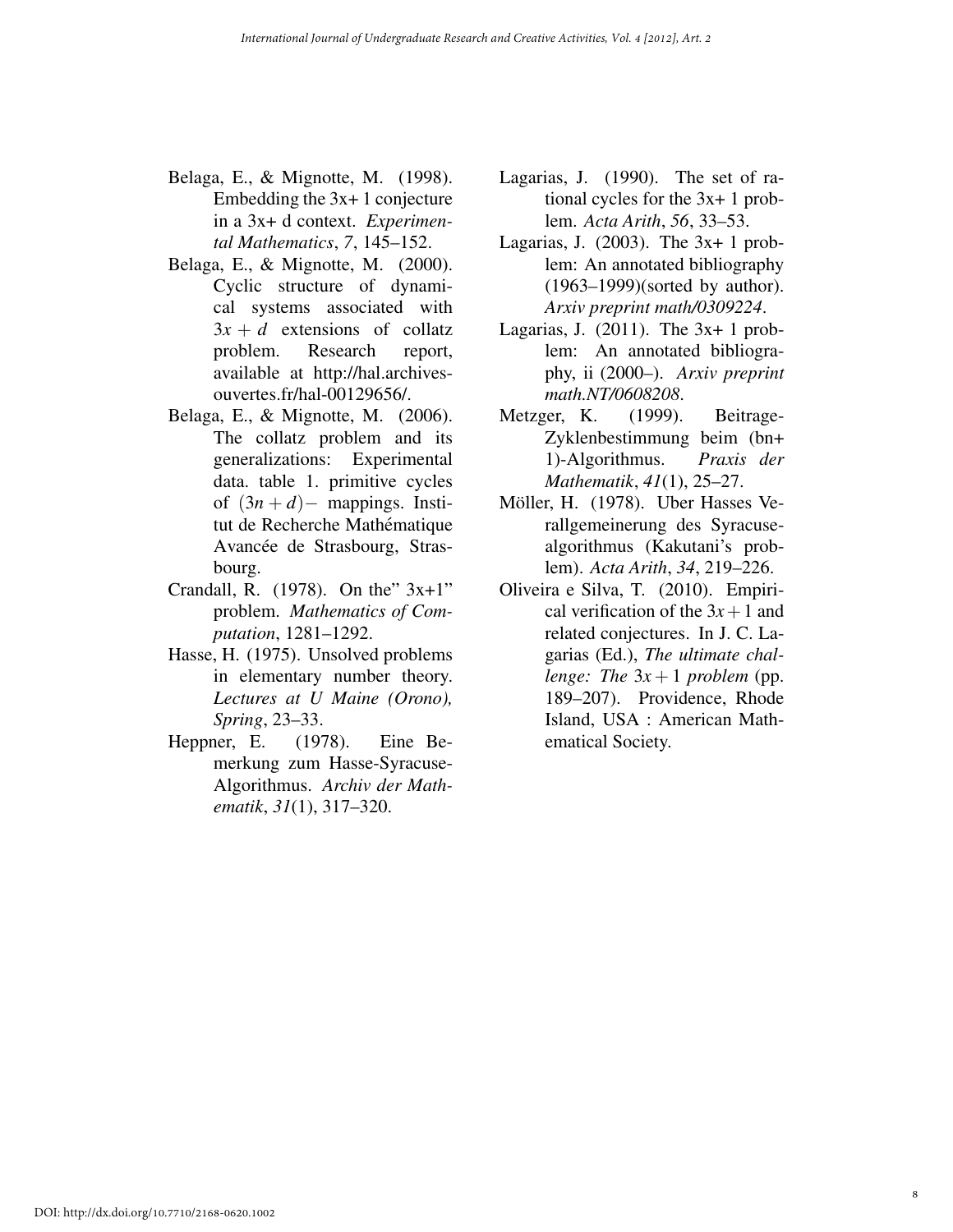Belaga, E., & Mignotte, M. (1998). Embedding the 3x+ 1 conjecture in a 3x+ d context. *Experimental Mathematics*, *7*, 145–152.

Belaga, E., & Mignotte, M. (2000). Cyclic structure of dynamical systems associated with $3x + d$ extensions of collatz problem. Research report, available at http://hal.archives-ouvertes.fr/hal-00129656/.

Belaga, E., & Mignotte, M. (2006). The collatz problem and its generalizations: Experimental data. table 1. primitive cycles of $(3n + d)-$ mappings. Institut de Recherche Mathématique Avancée de Strasbourg, Strasbourg.

Crandall, R. (1978). On the" 3x+1" problem. *Mathematics of Computation*, 1281–1292.

Hasse, H. (1975). Unsolved problems in elementary number theory. *Lectures at U Maine (Orono), Spring*, 23–33.

Heppner, E. (1978). Eine Bemerkung zum Hasse-Syracuse-Algorithmus. *Archiv der Mathematik*, *31*(1), 317–320.

Lagarias, J. (1990). The set of rational cycles for the 3x+ 1 problem. *Acta Arith*, *56*, 33–53.

Lagarias, J. (2003). The 3x+ 1 problem: An annotated bibliography (1963–1999)(sorted by author). *Arxiv preprint math/0309224*.

Lagarias, J. (2011). The 3x+ 1 problem: An annotated bibliography, ii (2000–). *Arxiv preprint math.NT/0608208*.

Metzger, K. (1999). Beitrage-Zyklenbestimmung beim (bn+ 1)-Algorithmus. *Praxis der Mathematik*, *41*(1), 25–27.

Möller, H. (1978). Uber Hasses Verallgemeinerung des Syracuse-algorithmus (Kakutani's problem). *Acta Arith*, *34*, 219–226.

Oliveira e Silva, T. (2010). Empirical verification of the $3x + 1$ and related conjectures. In J. C. Lagarias (Ed.), *The ultimate challenge: The $3x + 1$ problem* (pp. 189–207). Providence, Rhode Island, USA : American Mathematical Society.